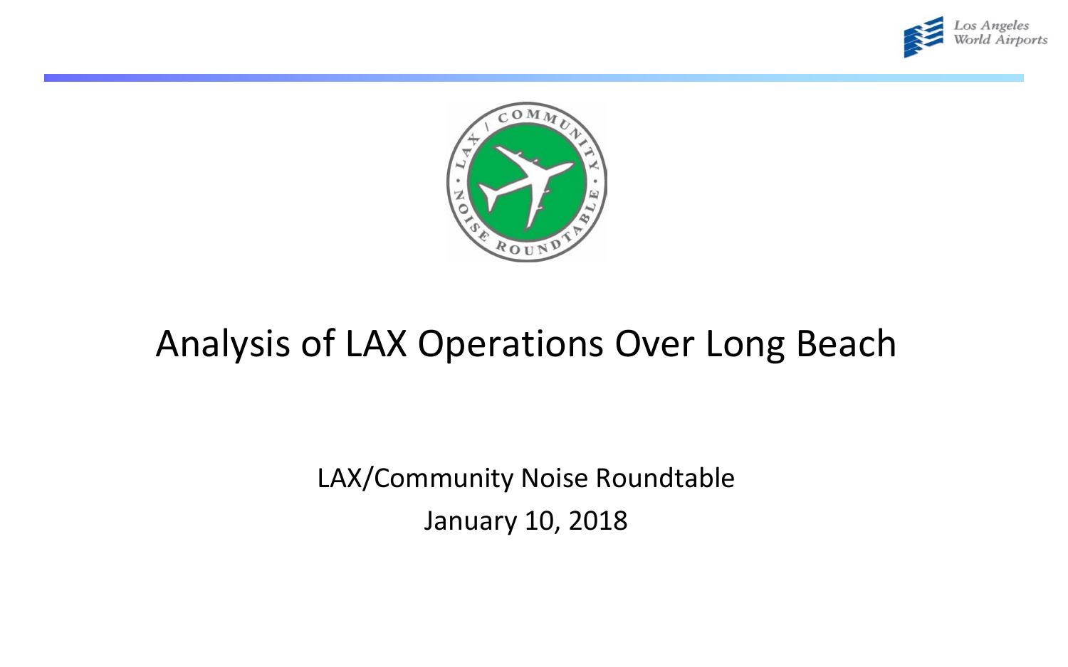# Analysis of LAX Operations Over Long Beach

LAX/Community Noise Roundtable

January 10, 2018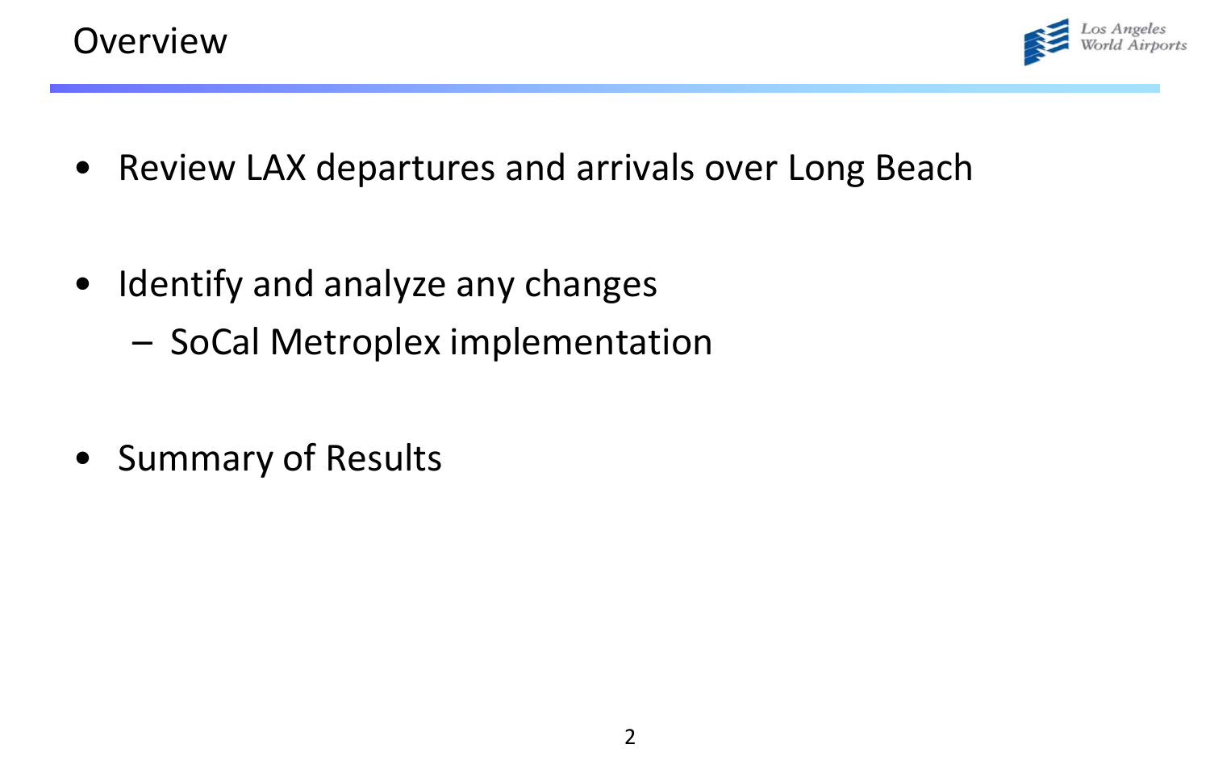# Overview

- Review LAX departures and arrivals over Long Beach
- Identify and analyze any changes
  - SoCal Metroplex implementation
- Summary of Results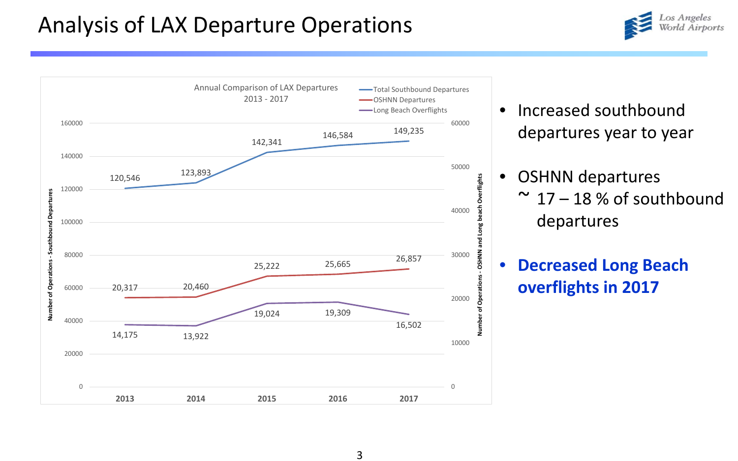# Analysis of LAX Departure Operations

**Annual Comparison of LAX Departures 2013 - 2017**

| Year | Total Southbound Departures | OSHNN Departures | Long Beach Overflights |
|---|---|---|---|
| 2013 | 120,546 | 20,317 | 14,175 |
| 2014 | 123,893 | 20,460 | 13,922 |
| 2015 | 142,341 | 25,222 | 19,024 |
| 2016 | 146,584 | 25,665 | 19,309 |
| 2017 | 149,235 | 26,857 | 16,502 |

- Increased southbound departures year to year
- OSHNN departures ~ 17 – 18 % of southbound departures
- **Decreased Long Beach overflights in 2017**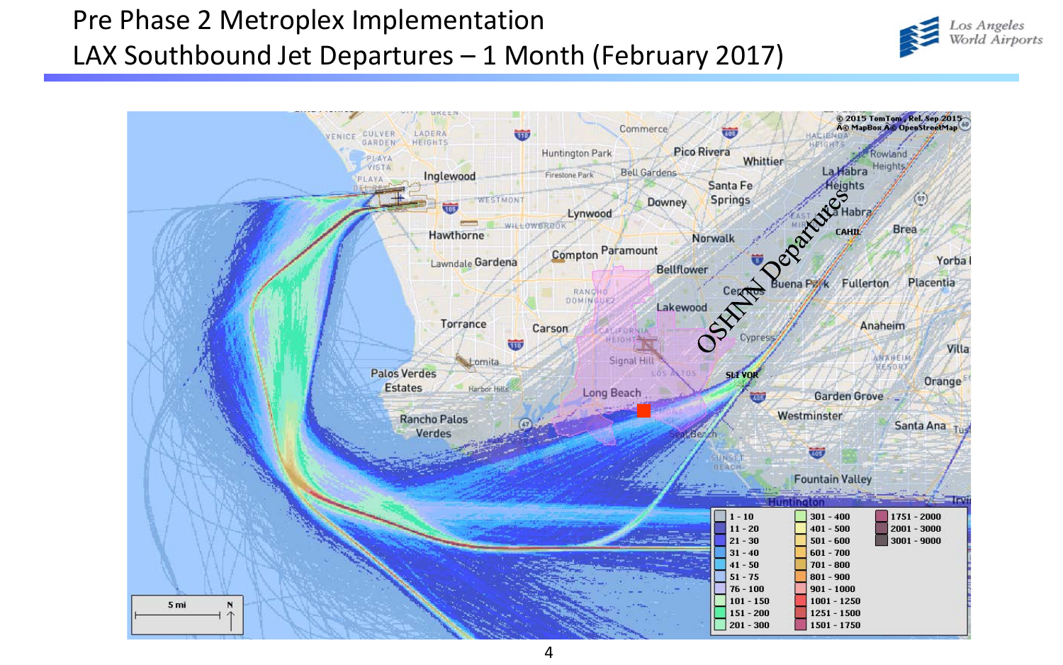# Pre Phase 2 Metroplex Implementation

# LAX Southbound Jet Departures – 1 Month (February 2017)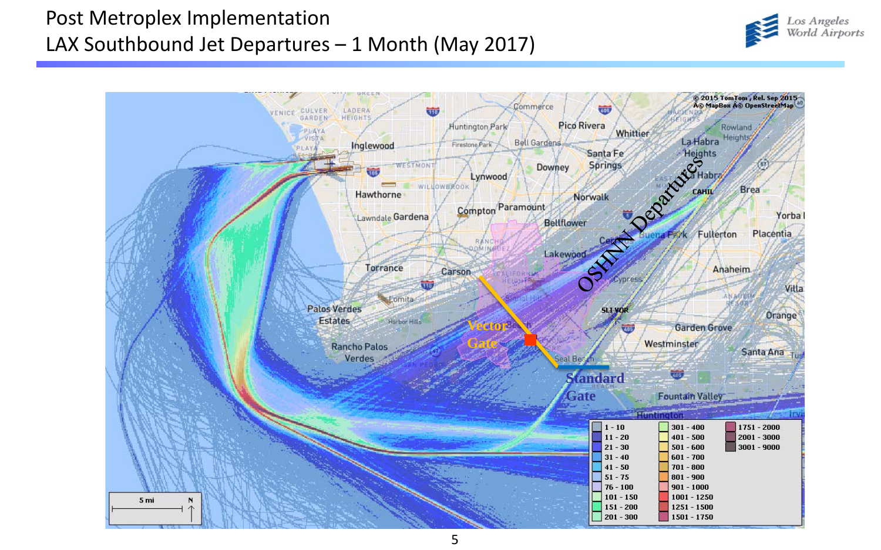# Post Metroplex Implementation
## LAX Southbound Jet Departures – 1 Month (May 2017)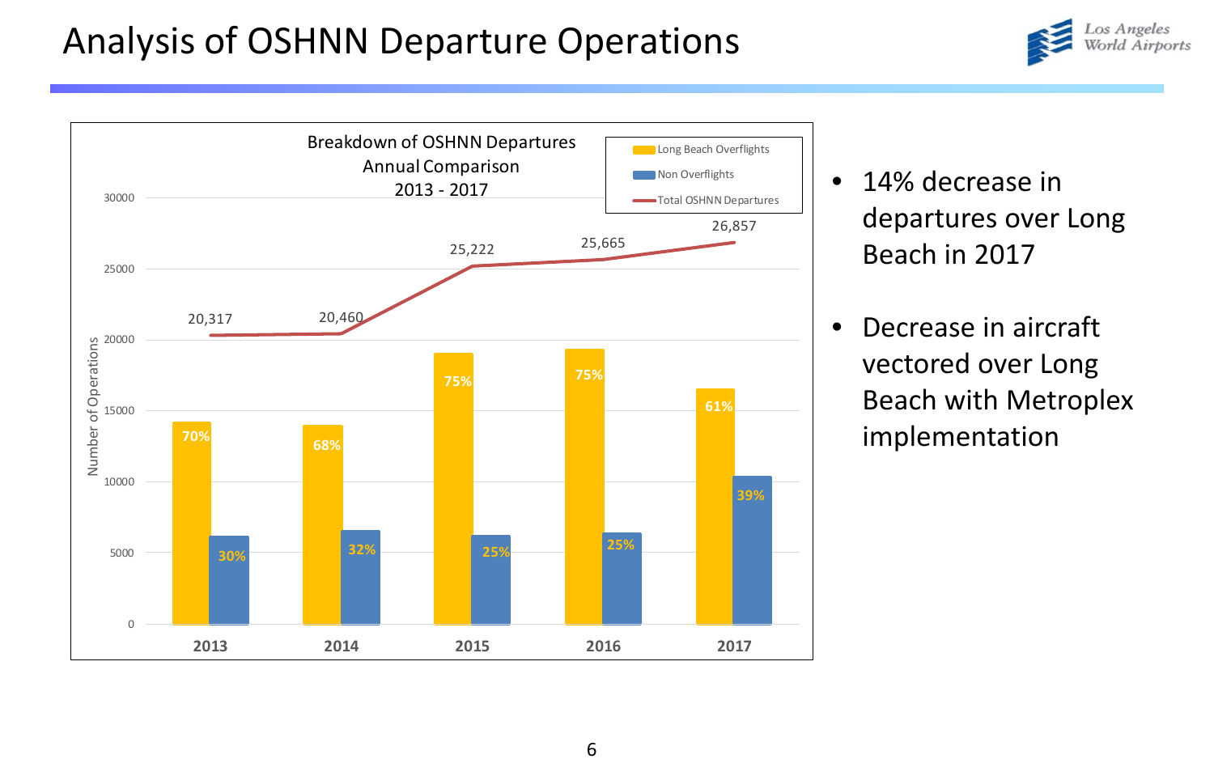# Analysis of OSHNN Departure Operations

**Breakdown of OSHNN Departures Annual Comparison 2013 - 2017**

| Year | Long Beach Overflights | Non Overflights | Total OSHNN Departures |
|---|---|---|---|
| 2013 | 70% | 30% | 20,317 |
| 2014 | 68% | 32% | 20,460 |
| 2015 | 75% | 25% | 25,222 |
| 2016 | 75% | 25% | 25,665 |
| 2017 | 61% | 39% | 26,857 |

- 14% decrease in departures over Long Beach in 2017
- Decrease in aircraft vectored over Long Beach with Metroplex implementation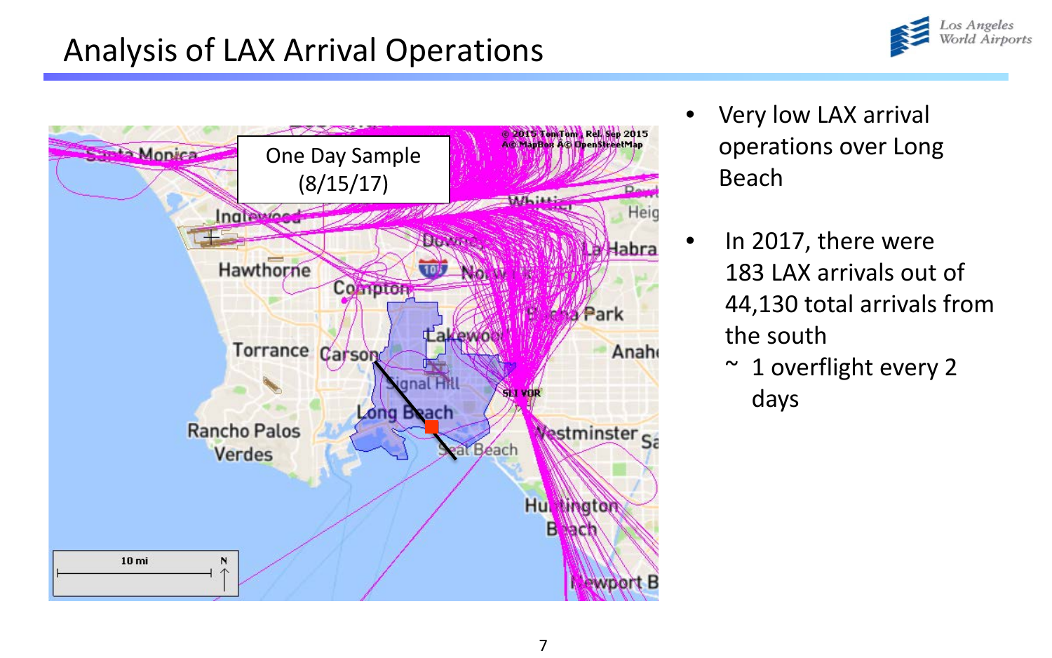# Analysis of LAX Arrival Operations

One Day Sample (8/15/17)

- Very low LAX arrival operations over Long Beach
- In 2017, there were 183 LAX arrivals out of 44,130 total arrivals from the south
  - ~ 1 overflight every 2 days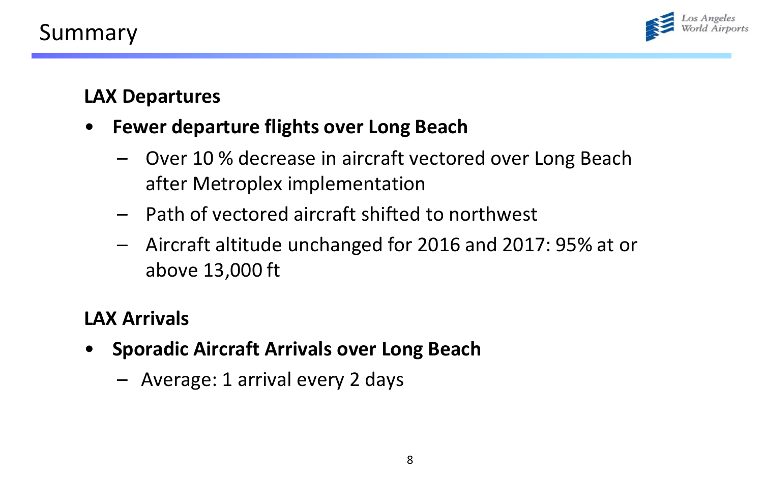# Summary

**LAX Departures**

- **Fewer departure flights over Long Beach**
  - Over 10 % decrease in aircraft vectored over Long Beach after Metroplex implementation
  - Path of vectored aircraft shifted to northwest
  - Aircraft altitude unchanged for 2016 and 2017: 95% at or above 13,000 ft

**LAX Arrivals**

- **Sporadic Aircraft Arrivals over Long Beach**
  - Average: 1 arrival every 2 days